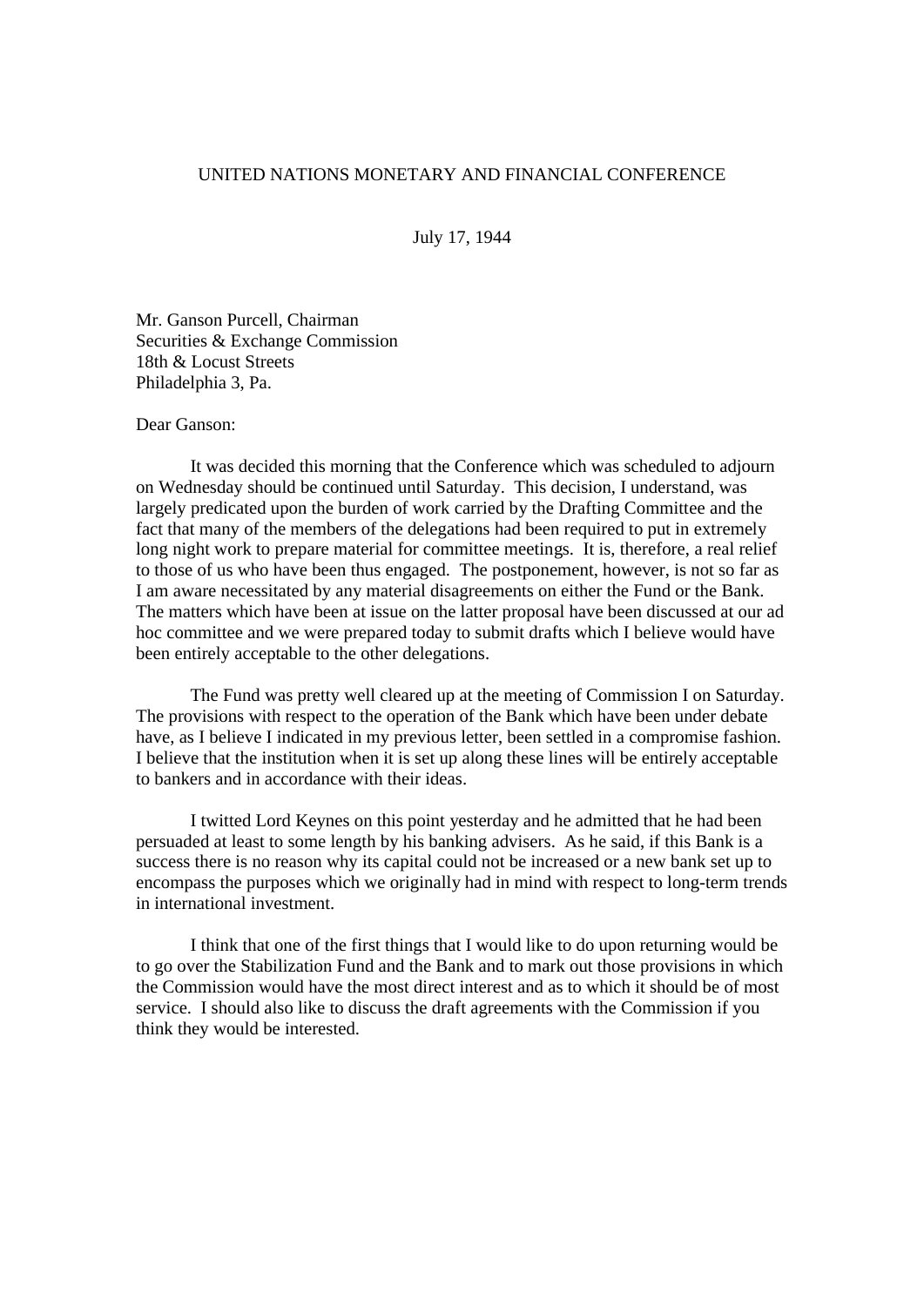UNITED NATIONS MONETARY AND FINANCIAL CONFERENCE

July 17, 1944

Mr. Ganson Purcell, Chairman
Securities & Exchange Commission
18th & Locust Streets
Philadelphia 3, Pa.

Dear Ganson:

It was decided this morning that the Conference which was scheduled to adjourn on Wednesday should be continued until Saturday. This decision, I understand, was largely predicated upon the burden of work carried by the Drafting Committee and the fact that many of the members of the delegations had been required to put in extremely long night work to prepare material for committee meetings. It is, therefore, a real relief to those of us who have been thus engaged. The postponement, however, is not so far as I am aware necessitated by any material disagreements on either the Fund or the Bank. The matters which have been at issue on the latter proposal have been discussed at our ad hoc committee and we were prepared today to submit drafts which I believe would have been entirely acceptable to the other delegations.

The Fund was pretty well cleared up at the meeting of Commission I on Saturday. The provisions with respect to the operation of the Bank which have been under debate have, as I believe I indicated in my previous letter, been settled in a compromise fashion. I believe that the institution when it is set up along these lines will be entirely acceptable to bankers and in accordance with their ideas.

I twitted Lord Keynes on this point yesterday and he admitted that he had been persuaded at least to some length by his banking advisers. As he said, if this Bank is a success there is no reason why its capital could not be increased or a new bank set up to encompass the purposes which we originally had in mind with respect to long-term trends in international investment.

I think that one of the first things that I would like to do upon returning would be to go over the Stabilization Fund and the Bank and to mark out those provisions in which the Commission would have the most direct interest and as to which it should be of most service. I should also like to discuss the draft agreements with the Commission if you think they would be interested.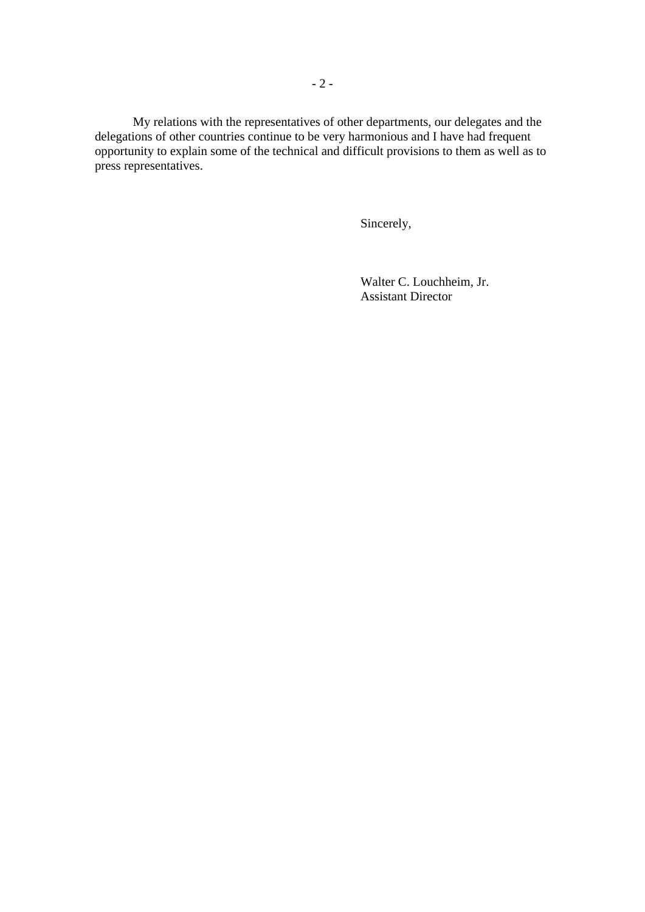My relations with the representatives of other departments, our delegates and the delegations of other countries continue to be very harmonious and I have had frequent opportunity to explain some of the technical and difficult provisions to them as well as to press representatives.

Sincerely,

Walter C. Louchheim, Jr.
Assistant Director